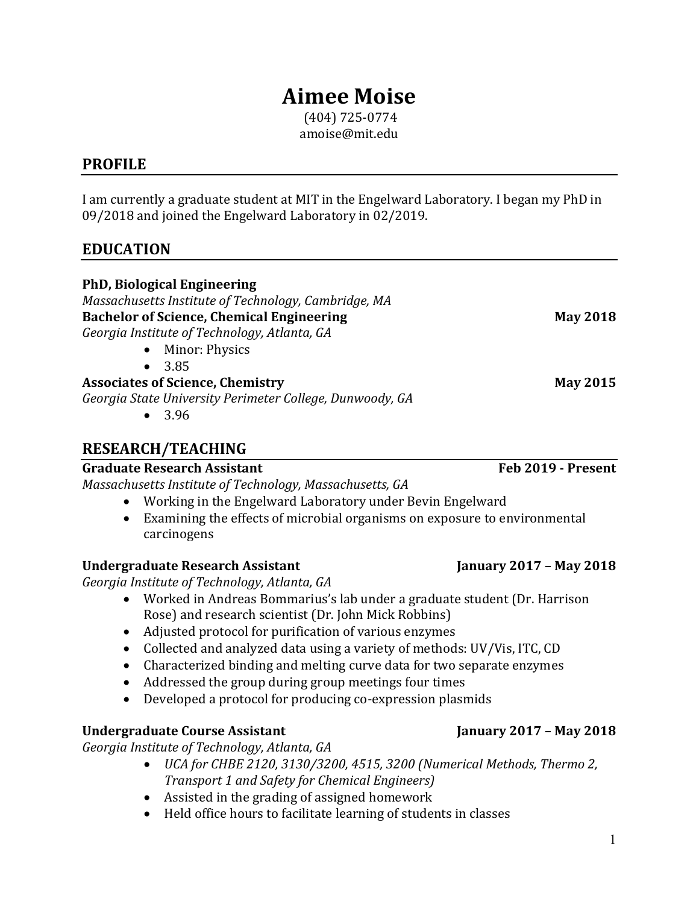# Aimee Moise

(404) 725-0774
amoise@mit.edu

## PROFILE

I am currently a graduate student at MIT in the Engelward Laboratory. I began my PhD in 09/2018 and joined the Engelward Laboratory in 02/2019.

## EDUCATION

**PhD, Biological Engineering**
*Massachusetts Institute of Technology, Cambridge, MA*

**Bachelor of Science, Chemical Engineering** — **May 2018**
*Georgia Institute of Technology, Atlanta, GA*

- Minor: Physics
- 3.85

**Associates of Science, Chemistry** — **May 2015**
*Georgia State University Perimeter College, Dunwoody, GA*

- 3.96

## RESEARCH/TEACHING

**Graduate Research Assistant** — **Feb 2019 - Present**
*Massachusetts Institute of Technology, Massachusetts, GA*

- Working in the Engelward Laboratory under Bevin Engelward
- Examining the effects of microbial organisms on exposure to environmental carcinogens

**Undergraduate Research Assistant** — **January 2017 – May 2018**
*Georgia Institute of Technology, Atlanta, GA*

- Worked in Andreas Bommarius's lab under a graduate student (Dr. Harrison Rose) and research scientist (Dr. John Mick Robbins)
- Adjusted protocol for purification of various enzymes
- Collected and analyzed data using a variety of methods: UV/Vis, ITC, CD
- Characterized binding and melting curve data for two separate enzymes
- Addressed the group during group meetings four times
- Developed a protocol for producing co-expression plasmids

**Undergraduate Course Assistant** — **January 2017 – May 2018**
*Georgia Institute of Technology, Atlanta, GA*

- *UCA for CHBE 2120, 3130/3200, 4515, 3200 (Numerical Methods, Thermo 2, Transport 1 and Safety for Chemical Engineers)*
- Assisted in the grading of assigned homework
- Held office hours to facilitate learning of students in classes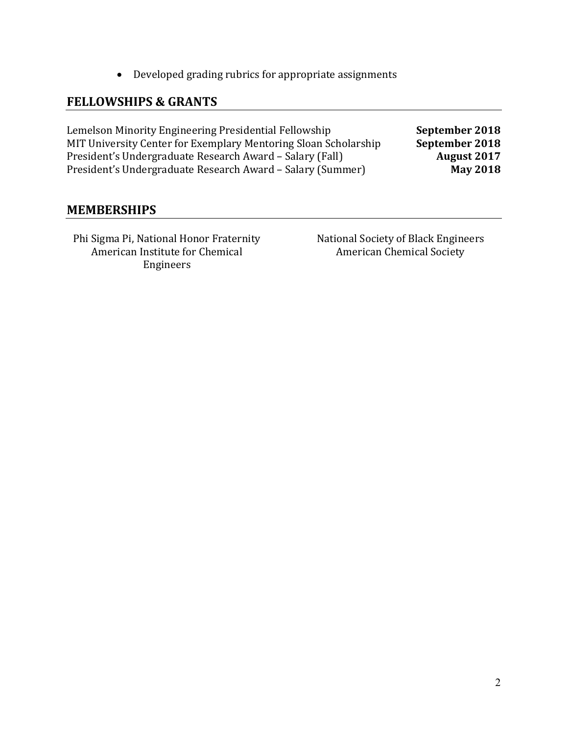- Developed grading rubrics for appropriate assignments

## FELLOWSHIPS & GRANTS

| | |
|---|---|
| Lemelson Minority Engineering Presidential Fellowship | **September 2018** |
| MIT University Center for Exemplary Mentoring Sloan Scholarship | **September 2018** |
| President's Undergraduate Research Award – Salary (Fall) | **August 2017** |
| President's Undergraduate Research Award – Salary (Summer) | **May 2018** |

## MEMBERSHIPS

Phi Sigma Pi, National Honor Fraternity
American Institute for Chemical Engineers
National Society of Black Engineers
American Chemical Society